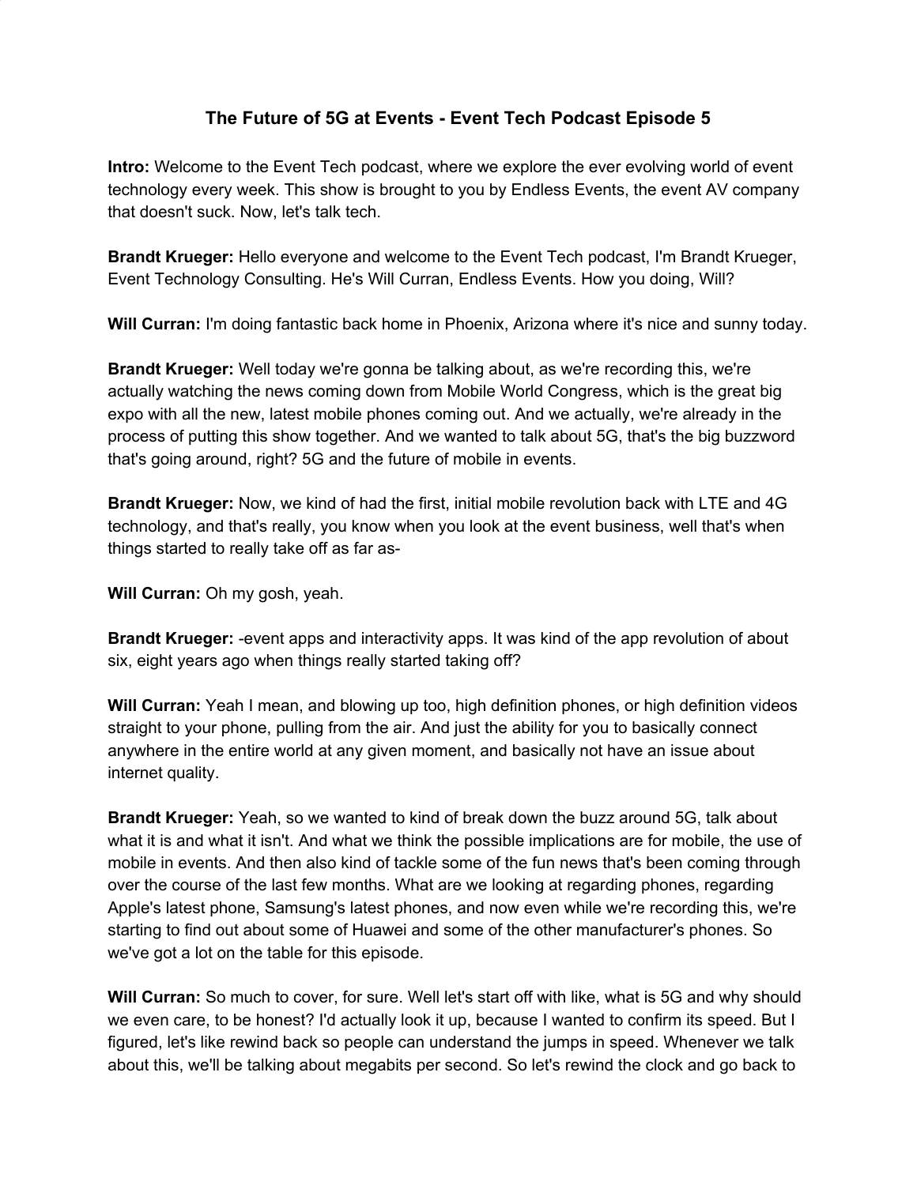# The Future of 5G at Events - Event Tech Podcast Episode 5

**Intro:** Welcome to the Event Tech podcast, where we explore the ever evolving world of event technology every week. This show is brought to you by Endless Events, the event AV company that doesn't suck. Now, let's talk tech.

**Brandt Krueger:** Hello everyone and welcome to the Event Tech podcast, I'm Brandt Krueger, Event Technology Consulting. He's Will Curran, Endless Events. How you doing, Will?

**Will Curran:** I'm doing fantastic back home in Phoenix, Arizona where it's nice and sunny today.

**Brandt Krueger:** Well today we're gonna be talking about, as we're recording this, we're actually watching the news coming down from Mobile World Congress, which is the great big expo with all the new, latest mobile phones coming out. And we actually, we're already in the process of putting this show together. And we wanted to talk about 5G, that's the big buzzword that's going around, right? 5G and the future of mobile in events.

**Brandt Krueger:** Now, we kind of had the first, initial mobile revolution back with LTE and 4G technology, and that's really, you know when you look at the event business, well that's when things started to really take off as far as-

**Will Curran:** Oh my gosh, yeah.

**Brandt Krueger:** -event apps and interactivity apps. It was kind of the app revolution of about six, eight years ago when things really started taking off?

**Will Curran:** Yeah I mean, and blowing up too, high definition phones, or high definition videos straight to your phone, pulling from the air. And just the ability for you to basically connect anywhere in the entire world at any given moment, and basically not have an issue about internet quality.

**Brandt Krueger:** Yeah, so we wanted to kind of break down the buzz around 5G, talk about what it is and what it isn't. And what we think the possible implications are for mobile, the use of mobile in events. And then also kind of tackle some of the fun news that's been coming through over the course of the last few months. What are we looking at regarding phones, regarding Apple's latest phone, Samsung's latest phones, and now even while we're recording this, we're starting to find out about some of Huawei and some of the other manufacturer's phones. So we've got a lot on the table for this episode.

**Will Curran:** So much to cover, for sure. Well let's start off with like, what is 5G and why should we even care, to be honest? I'd actually look it up, because I wanted to confirm its speed. But I figured, let's like rewind back so people can understand the jumps in speed. Whenever we talk about this, we'll be talking about megabits per second. So let's rewind the clock and go back to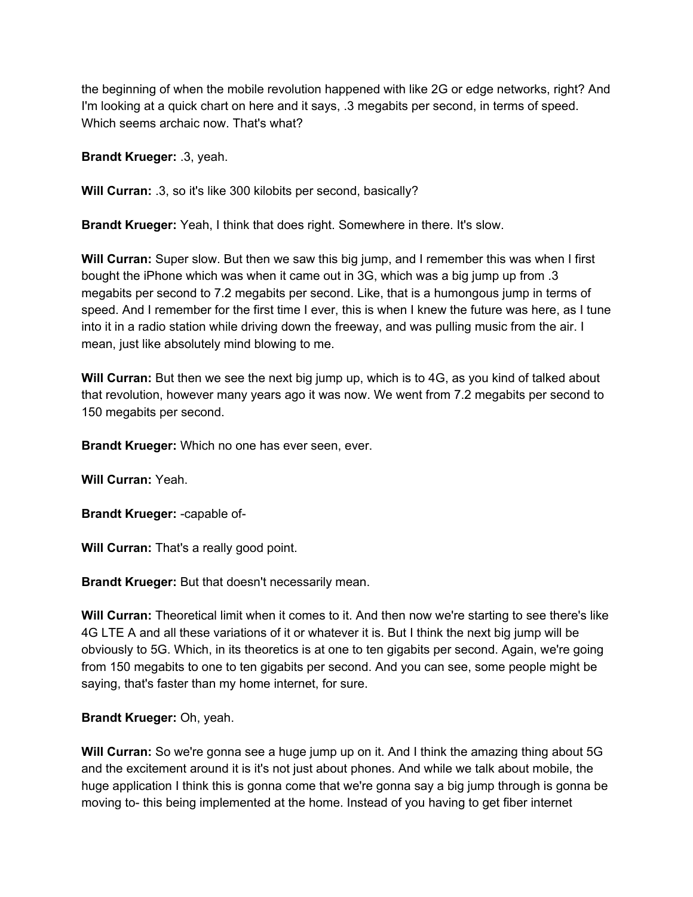the beginning of when the mobile revolution happened with like 2G or edge networks, right? And I'm looking at a quick chart on here and it says, .3 megabits per second, in terms of speed. Which seems archaic now. That's what?

**Brandt Krueger:** .3, yeah.

**Will Curran:** .3, so it's like 300 kilobits per second, basically?

**Brandt Krueger:** Yeah, I think that does right. Somewhere in there. It's slow.

**Will Curran:** Super slow. But then we saw this big jump, and I remember this was when I first bought the iPhone which was when it came out in 3G, which was a big jump up from .3 megabits per second to 7.2 megabits per second. Like, that is a humongous jump in terms of speed. And I remember for the first time I ever, this is when I knew the future was here, as I tune into it in a radio station while driving down the freeway, and was pulling music from the air. I mean, just like absolutely mind blowing to me.

**Will Curran:** But then we see the next big jump up, which is to 4G, as you kind of talked about that revolution, however many years ago it was now. We went from 7.2 megabits per second to 150 megabits per second.

**Brandt Krueger:** Which no one has ever seen, ever.

**Will Curran:** Yeah.

**Brandt Krueger:** -capable of-

**Will Curran:** That's a really good point.

**Brandt Krueger:** But that doesn't necessarily mean.

**Will Curran:** Theoretical limit when it comes to it. And then now we're starting to see there's like 4G LTE A and all these variations of it or whatever it is. But I think the next big jump will be obviously to 5G. Which, in its theoretics is at one to ten gigabits per second. Again, we're going from 150 megabits to one to ten gigabits per second. And you can see, some people might be saying, that's faster than my home internet, for sure.

**Brandt Krueger:** Oh, yeah.

**Will Curran:** So we're gonna see a huge jump up on it. And I think the amazing thing about 5G and the excitement around it is it's not just about phones. And while we talk about mobile, the huge application I think this is gonna come that we're gonna say a big jump through is gonna be moving to- this being implemented at the home. Instead of you having to get fiber internet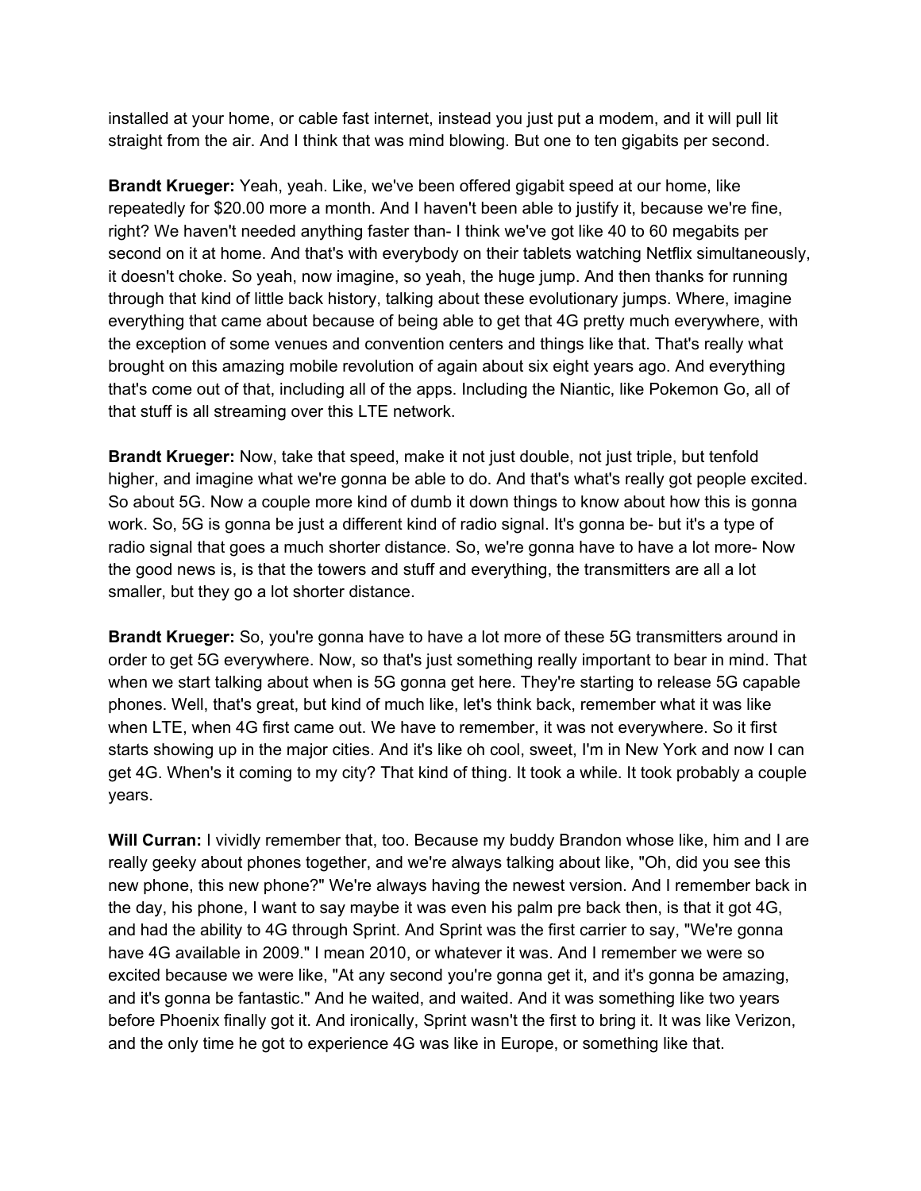installed at your home, or cable fast internet, instead you just put a modem, and it will pull lit straight from the air. And I think that was mind blowing. But one to ten gigabits per second.

**Brandt Krueger:** Yeah, yeah. Like, we've been offered gigabit speed at our home, like repeatedly for $20.00 more a month. And I haven't been able to justify it, because we're fine, right? We haven't needed anything faster than- I think we've got like 40 to 60 megabits per second on it at home. And that's with everybody on their tablets watching Netflix simultaneously, it doesn't choke. So yeah, now imagine, so yeah, the huge jump. And then thanks for running through that kind of little back history, talking about these evolutionary jumps. Where, imagine everything that came about because of being able to get that 4G pretty much everywhere, with the exception of some venues and convention centers and things like that. That's really what brought on this amazing mobile revolution of again about six eight years ago. And everything that's come out of that, including all of the apps. Including the Niantic, like Pokemon Go, all of that stuff is all streaming over this LTE network.

**Brandt Krueger:** Now, take that speed, make it not just double, not just triple, but tenfold higher, and imagine what we're gonna be able to do. And that's what's really got people excited. So about 5G. Now a couple more kind of dumb it down things to know about how this is gonna work. So, 5G is gonna be just a different kind of radio signal. It's gonna be- but it's a type of radio signal that goes a much shorter distance. So, we're gonna have to have a lot more- Now the good news is, is that the towers and stuff and everything, the transmitters are all a lot smaller, but they go a lot shorter distance.

**Brandt Krueger:** So, you're gonna have to have a lot more of these 5G transmitters around in order to get 5G everywhere. Now, so that's just something really important to bear in mind. That when we start talking about when is 5G gonna get here. They're starting to release 5G capable phones. Well, that's great, but kind of much like, let's think back, remember what it was like when LTE, when 4G first came out. We have to remember, it was not everywhere. So it first starts showing up in the major cities. And it's like oh cool, sweet, I'm in New York and now I can get 4G. When's it coming to my city? That kind of thing. It took a while. It took probably a couple years.

**Will Curran:** I vividly remember that, too. Because my buddy Brandon whose like, him and I are really geeky about phones together, and we're always talking about like, "Oh, did you see this new phone, this new phone?" We're always having the newest version. And I remember back in the day, his phone, I want to say maybe it was even his palm pre back then, is that it got 4G, and had the ability to 4G through Sprint. And Sprint was the first carrier to say, "We're gonna have 4G available in 2009." I mean 2010, or whatever it was. And I remember we were so excited because we were like, "At any second you're gonna get it, and it's gonna be amazing, and it's gonna be fantastic." And he waited, and waited. And it was something like two years before Phoenix finally got it. And ironically, Sprint wasn't the first to bring it. It was like Verizon, and the only time he got to experience 4G was like in Europe, or something like that.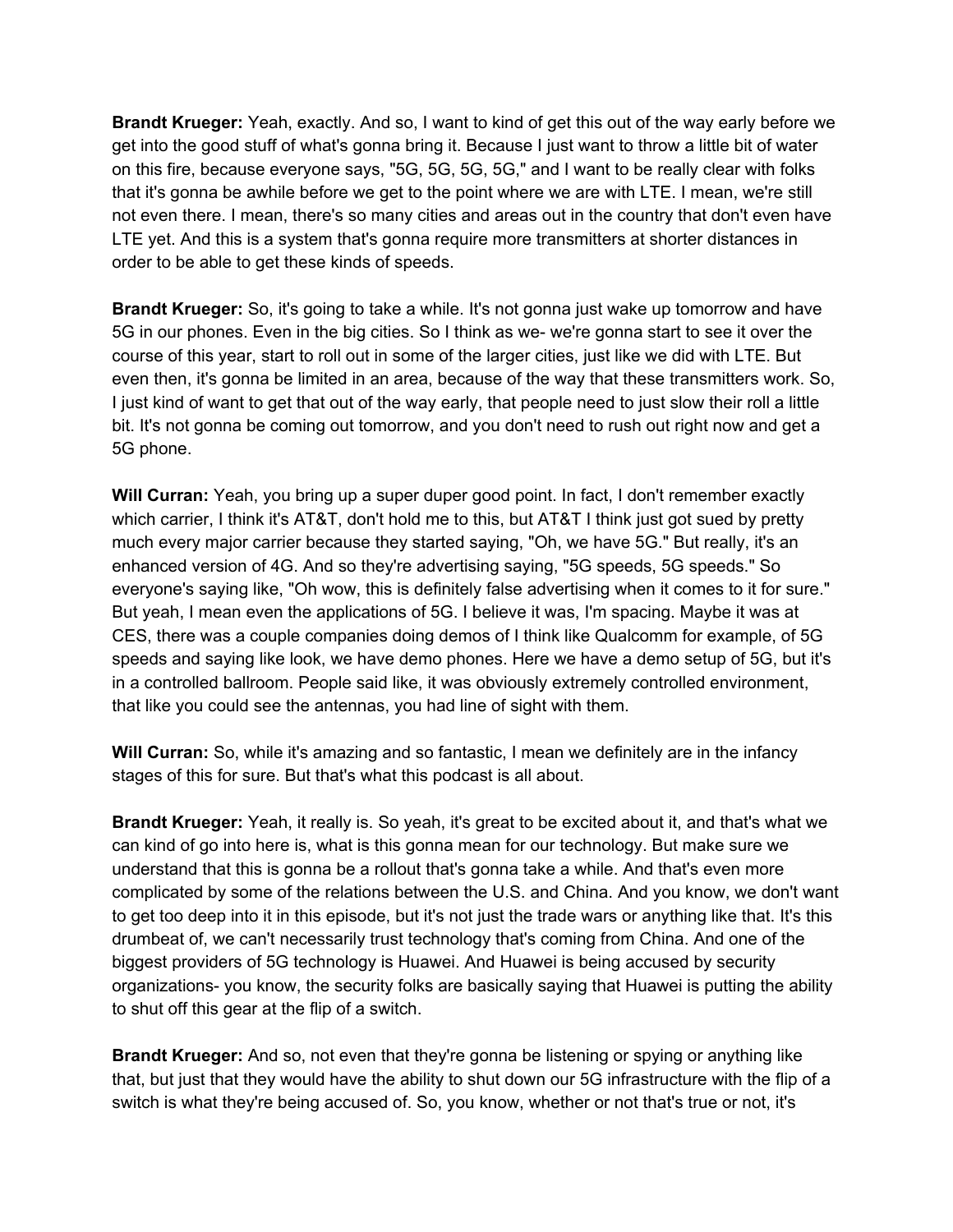**Brandt Krueger:** Yeah, exactly. And so, I want to kind of get this out of the way early before we get into the good stuff of what's gonna bring it. Because I just want to throw a little bit of water on this fire, because everyone says, "5G, 5G, 5G, 5G," and I want to be really clear with folks that it's gonna be awhile before we get to the point where we are with LTE. I mean, we're still not even there. I mean, there's so many cities and areas out in the country that don't even have LTE yet. And this is a system that's gonna require more transmitters at shorter distances in order to be able to get these kinds of speeds.

**Brandt Krueger:** So, it's going to take a while. It's not gonna just wake up tomorrow and have 5G in our phones. Even in the big cities. So I think as we- we're gonna start to see it over the course of this year, start to roll out in some of the larger cities, just like we did with LTE. But even then, it's gonna be limited in an area, because of the way that these transmitters work. So, I just kind of want to get that out of the way early, that people need to just slow their roll a little bit. It's not gonna be coming out tomorrow, and you don't need to rush out right now and get a 5G phone.

**Will Curran:** Yeah, you bring up a super duper good point. In fact, I don't remember exactly which carrier, I think it's AT&T, don't hold me to this, but AT&T I think just got sued by pretty much every major carrier because they started saying, "Oh, we have 5G." But really, it's an enhanced version of 4G. And so they're advertising saying, "5G speeds, 5G speeds." So everyone's saying like, "Oh wow, this is definitely false advertising when it comes to it for sure." But yeah, I mean even the applications of 5G. I believe it was, I'm spacing. Maybe it was at CES, there was a couple companies doing demos of I think like Qualcomm for example, of 5G speeds and saying like look, we have demo phones. Here we have a demo setup of 5G, but it's in a controlled ballroom. People said like, it was obviously extremely controlled environment, that like you could see the antennas, you had line of sight with them.

**Will Curran:** So, while it's amazing and so fantastic, I mean we definitely are in the infancy stages of this for sure. But that's what this podcast is all about.

**Brandt Krueger:** Yeah, it really is. So yeah, it's great to be excited about it, and that's what we can kind of go into here is, what is this gonna mean for our technology. But make sure we understand that this is gonna be a rollout that's gonna take a while. And that's even more complicated by some of the relations between the U.S. and China. And you know, we don't want to get too deep into it in this episode, but it's not just the trade wars or anything like that. It's this drumbeat of, we can't necessarily trust technology that's coming from China. And one of the biggest providers of 5G technology is Huawei. And Huawei is being accused by security organizations- you know, the security folks are basically saying that Huawei is putting the ability to shut off this gear at the flip of a switch.

**Brandt Krueger:** And so, not even that they're gonna be listening or spying or anything like that, but just that they would have the ability to shut down our 5G infrastructure with the flip of a switch is what they're being accused of. So, you know, whether or not that's true or not, it's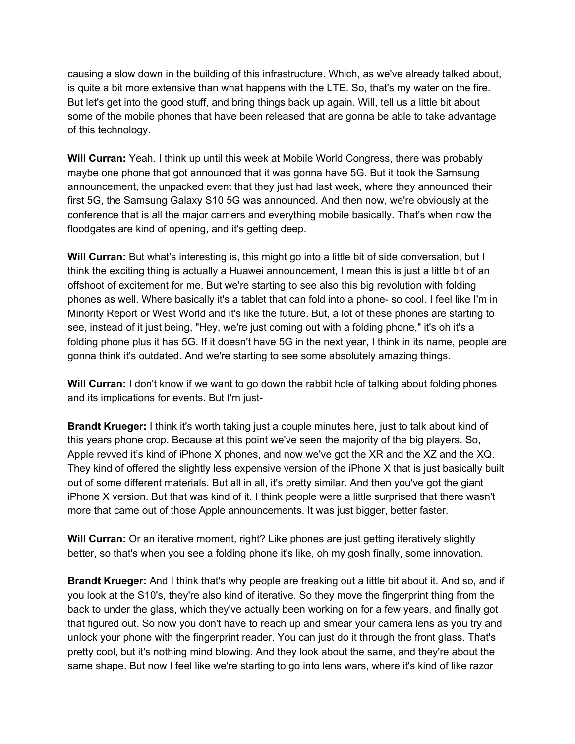causing a slow down in the building of this infrastructure. Which, as we've already talked about, is quite a bit more extensive than what happens with the LTE. So, that's my water on the fire. But let's get into the good stuff, and bring things back up again. Will, tell us a little bit about some of the mobile phones that have been released that are gonna be able to take advantage of this technology.

**Will Curran:** Yeah. I think up until this week at Mobile World Congress, there was probably maybe one phone that got announced that it was gonna have 5G. But it took the Samsung announcement, the unpacked event that they just had last week, where they announced their first 5G, the Samsung Galaxy S10 5G was announced. And then now, we're obviously at the conference that is all the major carriers and everything mobile basically. That's when now the floodgates are kind of opening, and it's getting deep.

**Will Curran:** But what's interesting is, this might go into a little bit of side conversation, but I think the exciting thing is actually a Huawei announcement, I mean this is just a little bit of an offshoot of excitement for me. But we're starting to see also this big revolution with folding phones as well. Where basically it's a tablet that can fold into a phone- so cool. I feel like I'm in Minority Report or West World and it's like the future. But, a lot of these phones are starting to see, instead of it just being, "Hey, we're just coming out with a folding phone," it's oh it's a folding phone plus it has 5G. If it doesn't have 5G in the next year, I think in its name, people are gonna think it's outdated. And we're starting to see some absolutely amazing things.

**Will Curran:** I don't know if we want to go down the rabbit hole of talking about folding phones and its implications for events. But I'm just-

**Brandt Krueger:** I think it's worth taking just a couple minutes here, just to talk about kind of this years phone crop. Because at this point we've seen the majority of the big players. So, Apple revved it's kind of iPhone X phones, and now we've got the XR and the XZ and the XQ. They kind of offered the slightly less expensive version of the iPhone X that is just basically built out of some different materials. But all in all, it's pretty similar. And then you've got the giant iPhone X version. But that was kind of it. I think people were a little surprised that there wasn't more that came out of those Apple announcements. It was just bigger, better faster.

**Will Curran:** Or an iterative moment, right? Like phones are just getting iteratively slightly better, so that's when you see a folding phone it's like, oh my gosh finally, some innovation.

**Brandt Krueger:** And I think that's why people are freaking out a little bit about it. And so, and if you look at the S10's, they're also kind of iterative. So they move the fingerprint thing from the back to under the glass, which they've actually been working on for a few years, and finally got that figured out. So now you don't have to reach up and smear your camera lens as you try and unlock your phone with the fingerprint reader. You can just do it through the front glass. That's pretty cool, but it's nothing mind blowing. And they look about the same, and they're about the same shape. But now I feel like we're starting to go into lens wars, where it's kind of like razor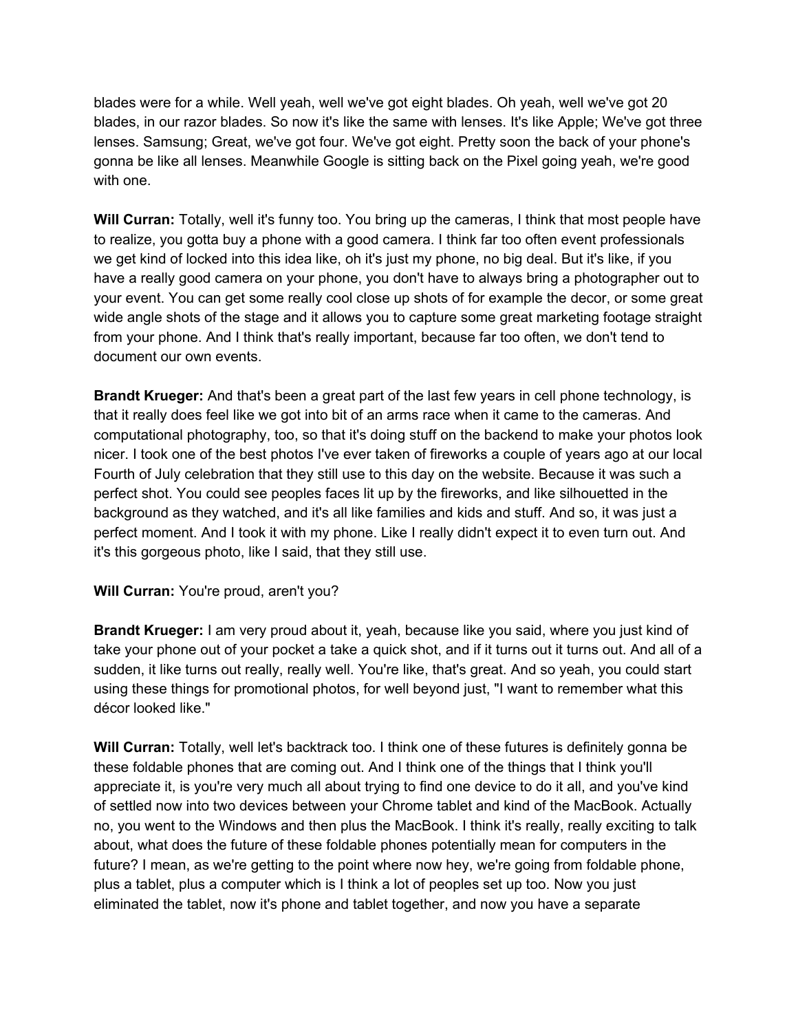blades were for a while. Well yeah, well we've got eight blades. Oh yeah, well we've got 20 blades, in our razor blades. So now it's like the same with lenses. It's like Apple; We've got three lenses. Samsung; Great, we've got four. We've got eight. Pretty soon the back of your phone's gonna be like all lenses. Meanwhile Google is sitting back on the Pixel going yeah, we're good with one.

**Will Curran:** Totally, well it's funny too. You bring up the cameras, I think that most people have to realize, you gotta buy a phone with a good camera. I think far too often event professionals we get kind of locked into this idea like, oh it's just my phone, no big deal. But it's like, if you have a really good camera on your phone, you don't have to always bring a photographer out to your event. You can get some really cool close up shots of for example the decor, or some great wide angle shots of the stage and it allows you to capture some great marketing footage straight from your phone. And I think that's really important, because far too often, we don't tend to document our own events.

**Brandt Krueger:** And that's been a great part of the last few years in cell phone technology, is that it really does feel like we got into bit of an arms race when it came to the cameras. And computational photography, too, so that it's doing stuff on the backend to make your photos look nicer. I took one of the best photos I've ever taken of fireworks a couple of years ago at our local Fourth of July celebration that they still use to this day on the website. Because it was such a perfect shot. You could see peoples faces lit up by the fireworks, and like silhouetted in the background as they watched, and it's all like families and kids and stuff. And so, it was just a perfect moment. And I took it with my phone. Like I really didn't expect it to even turn out. And it's this gorgeous photo, like I said, that they still use.

**Will Curran:** You're proud, aren't you?

**Brandt Krueger:** I am very proud about it, yeah, because like you said, where you just kind of take your phone out of your pocket a take a quick shot, and if it turns out it turns out. And all of a sudden, it like turns out really, really well. You're like, that's great. And so yeah, you could start using these things for promotional photos, for well beyond just, "I want to remember what this décor looked like."

**Will Curran:** Totally, well let's backtrack too. I think one of these futures is definitely gonna be these foldable phones that are coming out. And I think one of the things that I think you'll appreciate it, is you're very much all about trying to find one device to do it all, and you've kind of settled now into two devices between your Chrome tablet and kind of the MacBook. Actually no, you went to the Windows and then plus the MacBook. I think it's really, really exciting to talk about, what does the future of these foldable phones potentially mean for computers in the future? I mean, as we're getting to the point where now hey, we're going from foldable phone, plus a tablet, plus a computer which is I think a lot of peoples set up too. Now you just eliminated the tablet, now it's phone and tablet together, and now you have a separate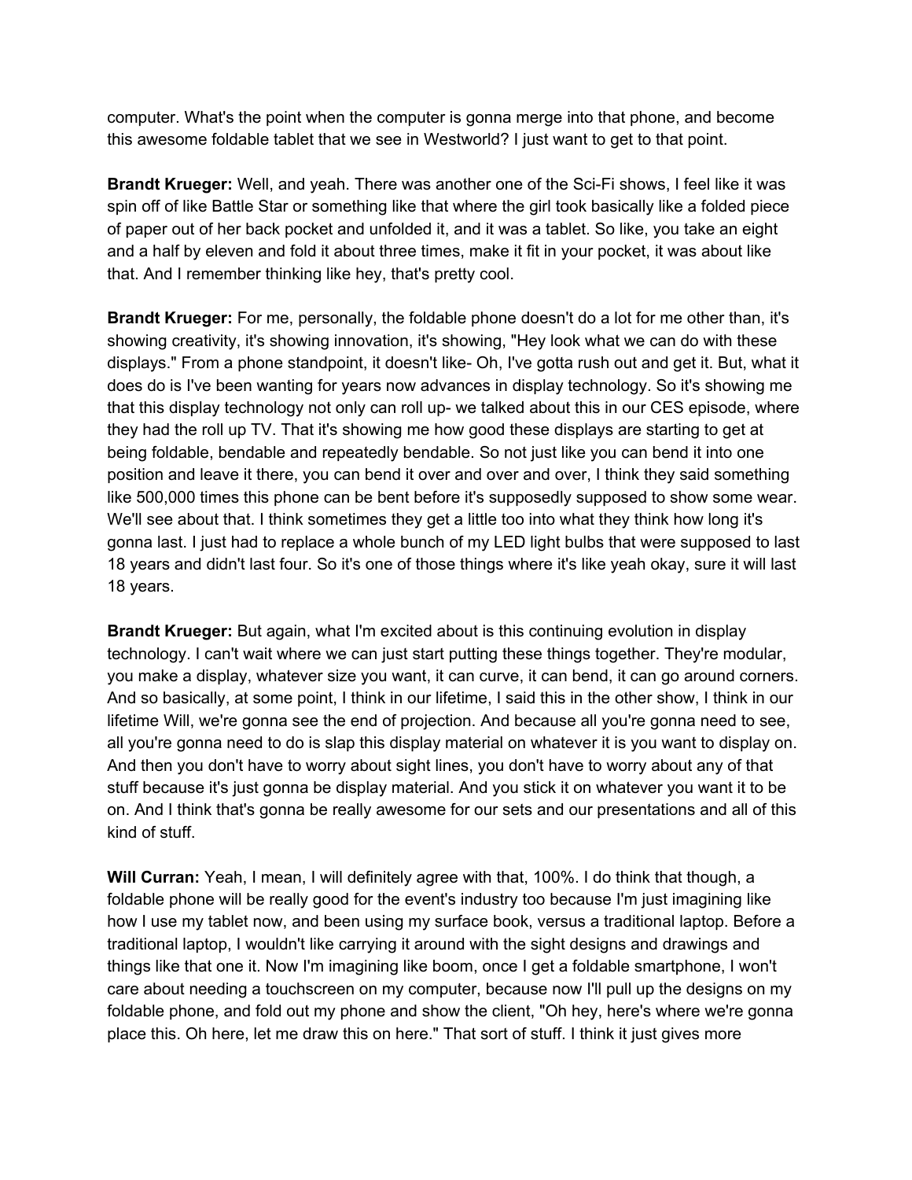computer. What's the point when the computer is gonna merge into that phone, and become this awesome foldable tablet that we see in Westworld? I just want to get to that point.

**Brandt Krueger:** Well, and yeah. There was another one of the Sci-Fi shows, I feel like it was spin off of like Battle Star or something like that where the girl took basically like a folded piece of paper out of her back pocket and unfolded it, and it was a tablet. So like, you take an eight and a half by eleven and fold it about three times, make it fit in your pocket, it was about like that. And I remember thinking like hey, that's pretty cool.

**Brandt Krueger:** For me, personally, the foldable phone doesn't do a lot for me other than, it's showing creativity, it's showing innovation, it's showing, "Hey look what we can do with these displays." From a phone standpoint, it doesn't like- Oh, I've gotta rush out and get it. But, what it does do is I've been wanting for years now advances in display technology. So it's showing me that this display technology not only can roll up- we talked about this in our CES episode, where they had the roll up TV. That it's showing me how good these displays are starting to get at being foldable, bendable and repeatedly bendable. So not just like you can bend it into one position and leave it there, you can bend it over and over and over, I think they said something like 500,000 times this phone can be bent before it's supposedly supposed to show some wear. We'll see about that. I think sometimes they get a little too into what they think how long it's gonna last. I just had to replace a whole bunch of my LED light bulbs that were supposed to last 18 years and didn't last four. So it's one of those things where it's like yeah okay, sure it will last 18 years.

**Brandt Krueger:** But again, what I'm excited about is this continuing evolution in display technology. I can't wait where we can just start putting these things together. They're modular, you make a display, whatever size you want, it can curve, it can bend, it can go around corners. And so basically, at some point, I think in our lifetime, I said this in the other show, I think in our lifetime Will, we're gonna see the end of projection. And because all you're gonna need to see, all you're gonna need to do is slap this display material on whatever it is you want to display on. And then you don't have to worry about sight lines, you don't have to worry about any of that stuff because it's just gonna be display material. And you stick it on whatever you want it to be on. And I think that's gonna be really awesome for our sets and our presentations and all of this kind of stuff.

**Will Curran:** Yeah, I mean, I will definitely agree with that, 100%. I do think that though, a foldable phone will be really good for the event's industry too because I'm just imagining like how I use my tablet now, and been using my surface book, versus a traditional laptop. Before a traditional laptop, I wouldn't like carrying it around with the sight designs and drawings and things like that one it. Now I'm imagining like boom, once I get a foldable smartphone, I won't care about needing a touchscreen on my computer, because now I'll pull up the designs on my foldable phone, and fold out my phone and show the client, "Oh hey, here's where we're gonna place this. Oh here, let me draw this on here." That sort of stuff. I think it just gives more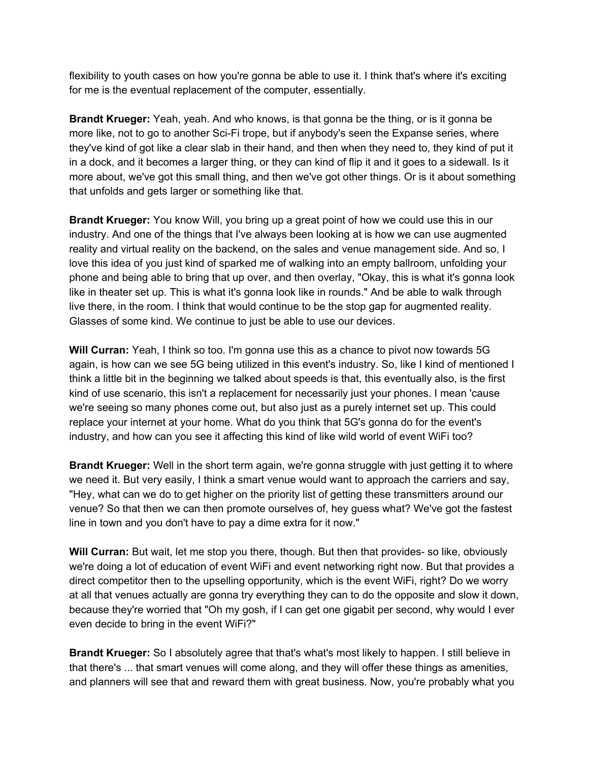flexibility to youth cases on how you're gonna be able to use it. I think that's where it's exciting for me is the eventual replacement of the computer, essentially.

**Brandt Krueger:** Yeah, yeah. And who knows, is that gonna be the thing, or is it gonna be more like, not to go to another Sci-Fi trope, but if anybody's seen the Expanse series, where they've kind of got like a clear slab in their hand, and then when they need to, they kind of put it in a dock, and it becomes a larger thing, or they can kind of flip it and it goes to a sidewall. Is it more about, we've got this small thing, and then we've got other things. Or is it about something that unfolds and gets larger or something like that.

**Brandt Krueger:** You know Will, you bring up a great point of how we could use this in our industry. And one of the things that I've always been looking at is how we can use augmented reality and virtual reality on the backend, on the sales and venue management side. And so, I love this idea of you just kind of sparked me of walking into an empty ballroom, unfolding your phone and being able to bring that up over, and then overlay, "Okay, this is what it's gonna look like in theater set up. This is what it's gonna look like in rounds." And be able to walk through live there, in the room. I think that would continue to be the stop gap for augmented reality. Glasses of some kind. We continue to just be able to use our devices.

**Will Curran:** Yeah, I think so too. I'm gonna use this as a chance to pivot now towards 5G again, is how can we see 5G being utilized in this event's industry. So, like I kind of mentioned I think a little bit in the beginning we talked about speeds is that, this eventually also, is the first kind of use scenario, this isn't a replacement for necessarily just your phones. I mean 'cause we're seeing so many phones come out, but also just as a purely internet set up. This could replace your internet at your home. What do you think that 5G's gonna do for the event's industry, and how can you see it affecting this kind of like wild world of event WiFi too?

**Brandt Krueger:** Well in the short term again, we're gonna struggle with just getting it to where we need it. But very easily, I think a smart venue would want to approach the carriers and say, "Hey, what can we do to get higher on the priority list of getting these transmitters around our venue? So that then we can then promote ourselves of, hey guess what? We've got the fastest line in town and you don't have to pay a dime extra for it now."

**Will Curran:** But wait, let me stop you there, though. But then that provides- so like, obviously we're doing a lot of education of event WiFi and event networking right now. But that provides a direct competitor then to the upselling opportunity, which is the event WiFi, right? Do we worry at all that venues actually are gonna try everything they can to do the opposite and slow it down, because they're worried that "Oh my gosh, if I can get one gigabit per second, why would I ever even decide to bring in the event WiFi?"

**Brandt Krueger:** So I absolutely agree that that's what's most likely to happen. I still believe in that there's ... that smart venues will come along, and they will offer these things as amenities, and planners will see that and reward them with great business. Now, you're probably what you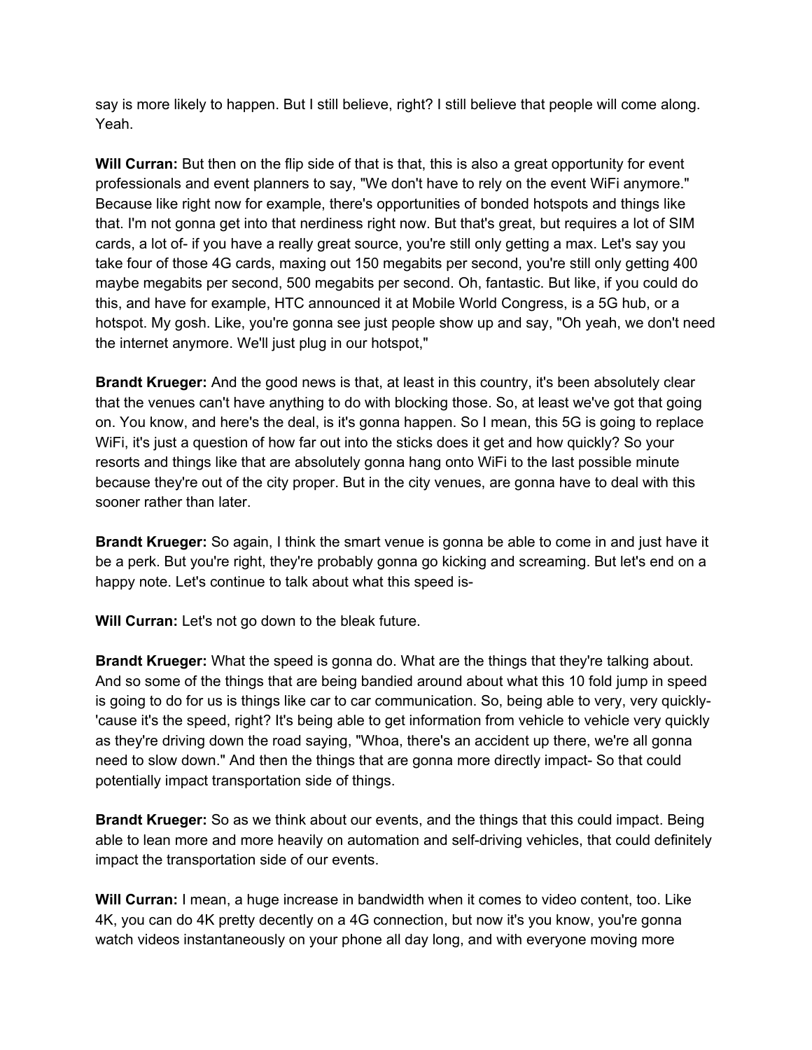say is more likely to happen. But I still believe, right? I still believe that people will come along. Yeah.

**Will Curran:** But then on the flip side of that is that, this is also a great opportunity for event professionals and event planners to say, "We don't have to rely on the event WiFi anymore." Because like right now for example, there's opportunities of bonded hotspots and things like that. I'm not gonna get into that nerdiness right now. But that's great, but requires a lot of SIM cards, a lot of- if you have a really great source, you're still only getting a max. Let's say you take four of those 4G cards, maxing out 150 megabits per second, you're still only getting 400 maybe megabits per second, 500 megabits per second. Oh, fantastic. But like, if you could do this, and have for example, HTC announced it at Mobile World Congress, is a 5G hub, or a hotspot. My gosh. Like, you're gonna see just people show up and say, "Oh yeah, we don't need the internet anymore. We'll just plug in our hotspot,"

**Brandt Krueger:** And the good news is that, at least in this country, it's been absolutely clear that the venues can't have anything to do with blocking those. So, at least we've got that going on. You know, and here's the deal, is it's gonna happen. So I mean, this 5G is going to replace WiFi, it's just a question of how far out into the sticks does it get and how quickly? So your resorts and things like that are absolutely gonna hang onto WiFi to the last possible minute because they're out of the city proper. But in the city venues, are gonna have to deal with this sooner rather than later.

**Brandt Krueger:** So again, I think the smart venue is gonna be able to come in and just have it be a perk. But you're right, they're probably gonna go kicking and screaming. But let's end on a happy note. Let's continue to talk about what this speed is-

**Will Curran:** Let's not go down to the bleak future.

**Brandt Krueger:** What the speed is gonna do. What are the things that they're talking about. And so some of the things that are being bandied around about what this 10 fold jump in speed is going to do for us is things like car to car communication. So, being able to very, very quickly- 'cause it's the speed, right? It's being able to get information from vehicle to vehicle very quickly as they're driving down the road saying, "Whoa, there's an accident up there, we're all gonna need to slow down." And then the things that are gonna more directly impact- So that could potentially impact transportation side of things.

**Brandt Krueger:** So as we think about our events, and the things that this could impact. Being able to lean more and more heavily on automation and self-driving vehicles, that could definitely impact the transportation side of our events.

**Will Curran:** I mean, a huge increase in bandwidth when it comes to video content, too. Like 4K, you can do 4K pretty decently on a 4G connection, but now it's you know, you're gonna watch videos instantaneously on your phone all day long, and with everyone moving more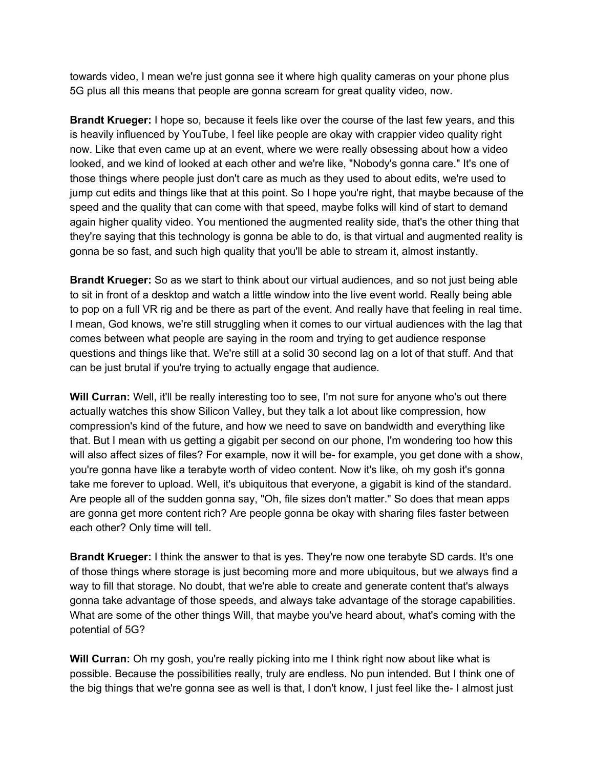towards video, I mean we're just gonna see it where high quality cameras on your phone plus 5G plus all this means that people are gonna scream for great quality video, now.

**Brandt Krueger:** I hope so, because it feels like over the course of the last few years, and this is heavily influenced by YouTube, I feel like people are okay with crappier video quality right now. Like that even came up at an event, where we were really obsessing about how a video looked, and we kind of looked at each other and we're like, "Nobody's gonna care." It's one of those things where people just don't care as much as they used to about edits, we're used to jump cut edits and things like that at this point. So I hope you're right, that maybe because of the speed and the quality that can come with that speed, maybe folks will kind of start to demand again higher quality video. You mentioned the augmented reality side, that's the other thing that they're saying that this technology is gonna be able to do, is that virtual and augmented reality is gonna be so fast, and such high quality that you'll be able to stream it, almost instantly.

**Brandt Krueger:** So as we start to think about our virtual audiences, and so not just being able to sit in front of a desktop and watch a little window into the live event world. Really being able to pop on a full VR rig and be there as part of the event. And really have that feeling in real time. I mean, God knows, we're still struggling when it comes to our virtual audiences with the lag that comes between what people are saying in the room and trying to get audience response questions and things like that. We're still at a solid 30 second lag on a lot of that stuff. And that can be just brutal if you're trying to actually engage that audience.

**Will Curran:** Well, it'll be really interesting too to see, I'm not sure for anyone who's out there actually watches this show Silicon Valley, but they talk a lot about like compression, how compression's kind of the future, and how we need to save on bandwidth and everything like that. But I mean with us getting a gigabit per second on our phone, I'm wondering too how this will also affect sizes of files? For example, now it will be- for example, you get done with a show, you're gonna have like a terabyte worth of video content. Now it's like, oh my gosh it's gonna take me forever to upload. Well, it's ubiquitous that everyone, a gigabit is kind of the standard. Are people all of the sudden gonna say, "Oh, file sizes don't matter." So does that mean apps are gonna get more content rich? Are people gonna be okay with sharing files faster between each other? Only time will tell.

**Brandt Krueger:** I think the answer to that is yes. They're now one terabyte SD cards. It's one of those things where storage is just becoming more and more ubiquitous, but we always find a way to fill that storage. No doubt, that we're able to create and generate content that's always gonna take advantage of those speeds, and always take advantage of the storage capabilities. What are some of the other things Will, that maybe you've heard about, what's coming with the potential of 5G?

**Will Curran:** Oh my gosh, you're really picking into me I think right now about like what is possible. Because the possibilities really, truly are endless. No pun intended. But I think one of the big things that we're gonna see as well is that, I don't know, I just feel like the- I almost just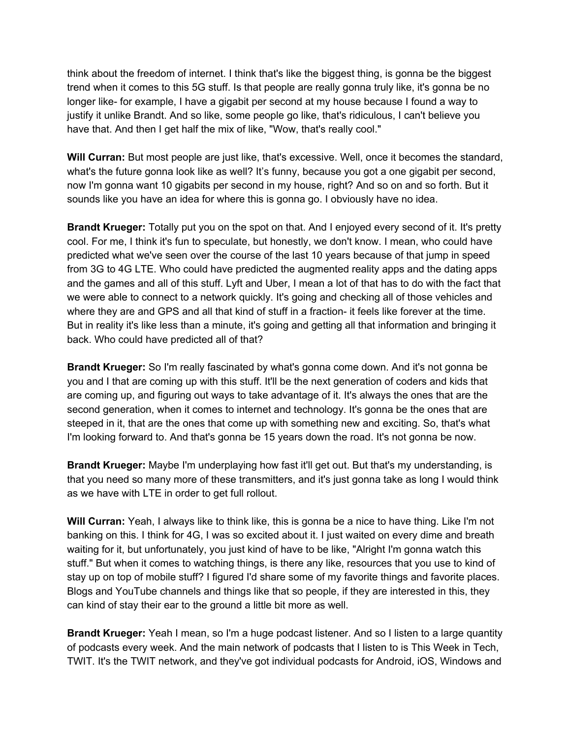think about the freedom of internet. I think that's like the biggest thing, is gonna be the biggest trend when it comes to this 5G stuff. Is that people are really gonna truly like, it's gonna be no longer like- for example, I have a gigabit per second at my house because I found a way to justify it unlike Brandt. And so like, some people go like, that's ridiculous, I can't believe you have that. And then I get half the mix of like, "Wow, that's really cool."

**Will Curran:** But most people are just like, that's excessive. Well, once it becomes the standard, what's the future gonna look like as well? It's funny, because you got a one gigabit per second, now I'm gonna want 10 gigabits per second in my house, right? And so on and so forth. But it sounds like you have an idea for where this is gonna go. I obviously have no idea.

**Brandt Krueger:** Totally put you on the spot on that. And I enjoyed every second of it. It's pretty cool. For me, I think it's fun to speculate, but honestly, we don't know. I mean, who could have predicted what we've seen over the course of the last 10 years because of that jump in speed from 3G to 4G LTE. Who could have predicted the augmented reality apps and the dating apps and the games and all of this stuff. Lyft and Uber, I mean a lot of that has to do with the fact that we were able to connect to a network quickly. It's going and checking all of those vehicles and where they are and GPS and all that kind of stuff in a fraction- it feels like forever at the time. But in reality it's like less than a minute, it's going and getting all that information and bringing it back. Who could have predicted all of that?

**Brandt Krueger:** So I'm really fascinated by what's gonna come down. And it's not gonna be you and I that are coming up with this stuff. It'll be the next generation of coders and kids that are coming up, and figuring out ways to take advantage of it. It's always the ones that are the second generation, when it comes to internet and technology. It's gonna be the ones that are steeped in it, that are the ones that come up with something new and exciting. So, that's what I'm looking forward to. And that's gonna be 15 years down the road. It's not gonna be now.

**Brandt Krueger:** Maybe I'm underplaying how fast it'll get out. But that's my understanding, is that you need so many more of these transmitters, and it's just gonna take as long I would think as we have with LTE in order to get full rollout.

**Will Curran:** Yeah, I always like to think like, this is gonna be a nice to have thing. Like I'm not banking on this. I think for 4G, I was so excited about it. I just waited on every dime and breath waiting for it, but unfortunately, you just kind of have to be like, "Alright I'm gonna watch this stuff." But when it comes to watching things, is there any like, resources that you use to kind of stay up on top of mobile stuff? I figured I'd share some of my favorite things and favorite places. Blogs and YouTube channels and things like that so people, if they are interested in this, they can kind of stay their ear to the ground a little bit more as well.

**Brandt Krueger:** Yeah I mean, so I'm a huge podcast listener. And so I listen to a large quantity of podcasts every week. And the main network of podcasts that I listen to is This Week in Tech, TWIT. It's the TWIT network, and they've got individual podcasts for Android, iOS, Windows and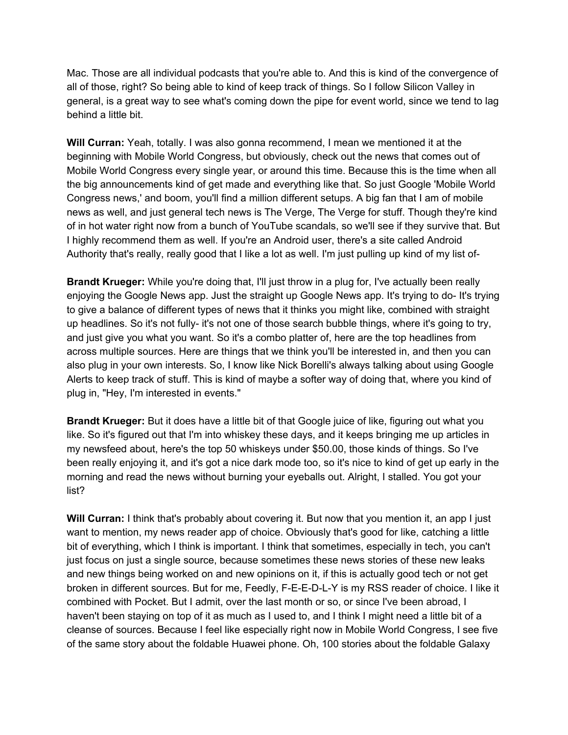Mac. Those are all individual podcasts that you're able to. And this is kind of the convergence of all of those, right? So being able to kind of keep track of things. So I follow Silicon Valley in general, is a great way to see what's coming down the pipe for event world, since we tend to lag behind a little bit.

**Will Curran:** Yeah, totally. I was also gonna recommend, I mean we mentioned it at the beginning with Mobile World Congress, but obviously, check out the news that comes out of Mobile World Congress every single year, or around this time. Because this is the time when all the big announcements kind of get made and everything like that. So just Google 'Mobile World Congress news,' and boom, you'll find a million different setups. A big fan that I am of mobile news as well, and just general tech news is The Verge, The Verge for stuff. Though they're kind of in hot water right now from a bunch of YouTube scandals, so we'll see if they survive that. But I highly recommend them as well. If you're an Android user, there's a site called Android Authority that's really, really good that I like a lot as well. I'm just pulling up kind of my list of-

**Brandt Krueger:** While you're doing that, I'll just throw in a plug for, I've actually been really enjoying the Google News app. Just the straight up Google News app. It's trying to do- It's trying to give a balance of different types of news that it thinks you might like, combined with straight up headlines. So it's not fully- it's not one of those search bubble things, where it's going to try, and just give you what you want. So it's a combo platter of, here are the top headlines from across multiple sources. Here are things that we think you'll be interested in, and then you can also plug in your own interests. So, I know like Nick Borelli's always talking about using Google Alerts to keep track of stuff. This is kind of maybe a softer way of doing that, where you kind of plug in, "Hey, I'm interested in events."

**Brandt Krueger:** But it does have a little bit of that Google juice of like, figuring out what you like. So it's figured out that I'm into whiskey these days, and it keeps bringing me up articles in my newsfeed about, here's the top 50 whiskeys under $50.00, those kinds of things. So I've been really enjoying it, and it's got a nice dark mode too, so it's nice to kind of get up early in the morning and read the news without burning your eyeballs out. Alright, I stalled. You got your list?

**Will Curran:** I think that's probably about covering it. But now that you mention it, an app I just want to mention, my news reader app of choice. Obviously that's good for like, catching a little bit of everything, which I think is important. I think that sometimes, especially in tech, you can't just focus on just a single source, because sometimes these news stories of these new leaks and new things being worked on and new opinions on it, if this is actually good tech or not get broken in different sources. But for me, Feedly, F-E-E-D-L-Y is my RSS reader of choice. I like it combined with Pocket. But I admit, over the last month or so, or since I've been abroad, I haven't been staying on top of it as much as I used to, and I think I might need a little bit of a cleanse of sources. Because I feel like especially right now in Mobile World Congress, I see five of the same story about the foldable Huawei phone. Oh, 100 stories about the foldable Galaxy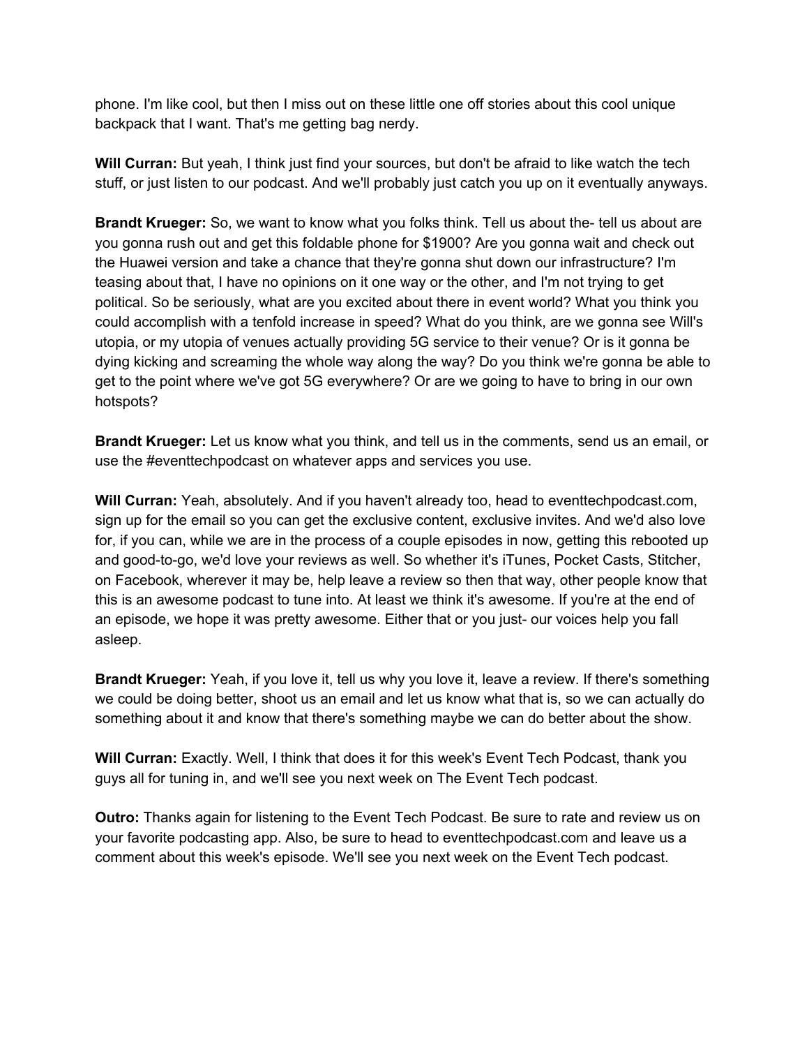phone. I'm like cool, but then I miss out on these little one off stories about this cool unique backpack that I want. That's me getting bag nerdy.

**Will Curran:** But yeah, I think just find your sources, but don't be afraid to like watch the tech stuff, or just listen to our podcast. And we'll probably just catch you up on it eventually anyways.

**Brandt Krueger:** So, we want to know what you folks think. Tell us about the- tell us about are you gonna rush out and get this foldable phone for $1900? Are you gonna wait and check out the Huawei version and take a chance that they're gonna shut down our infrastructure? I'm teasing about that, I have no opinions on it one way or the other, and I'm not trying to get political. So be seriously, what are you excited about there in event world? What you think you could accomplish with a tenfold increase in speed? What do you think, are we gonna see Will's utopia, or my utopia of venues actually providing 5G service to their venue? Or is it gonna be dying kicking and screaming the whole way along the way? Do you think we're gonna be able to get to the point where we've got 5G everywhere? Or are we going to have to bring in our own hotspots?

**Brandt Krueger:** Let us know what you think, and tell us in the comments, send us an email, or use the #eventtechpodcast on whatever apps and services you use.

**Will Curran:** Yeah, absolutely. And if you haven't already too, head to eventtechpodcast.com, sign up for the email so you can get the exclusive content, exclusive invites. And we'd also love for, if you can, while we are in the process of a couple episodes in now, getting this rebooted up and good-to-go, we'd love your reviews as well. So whether it's iTunes, Pocket Casts, Stitcher, on Facebook, wherever it may be, help leave a review so then that way, other people know that this is an awesome podcast to tune into. At least we think it's awesome. If you're at the end of an episode, we hope it was pretty awesome. Either that or you just- our voices help you fall asleep.

**Brandt Krueger:** Yeah, if you love it, tell us why you love it, leave a review. If there's something we could be doing better, shoot us an email and let us know what that is, so we can actually do something about it and know that there's something maybe we can do better about the show.

**Will Curran:** Exactly. Well, I think that does it for this week's Event Tech Podcast, thank you guys all for tuning in, and we'll see you next week on The Event Tech podcast.

**Outro:** Thanks again for listening to the Event Tech Podcast. Be sure to rate and review us on your favorite podcasting app. Also, be sure to head to eventtechpodcast.com and leave us a comment about this week's episode. We'll see you next week on the Event Tech podcast.